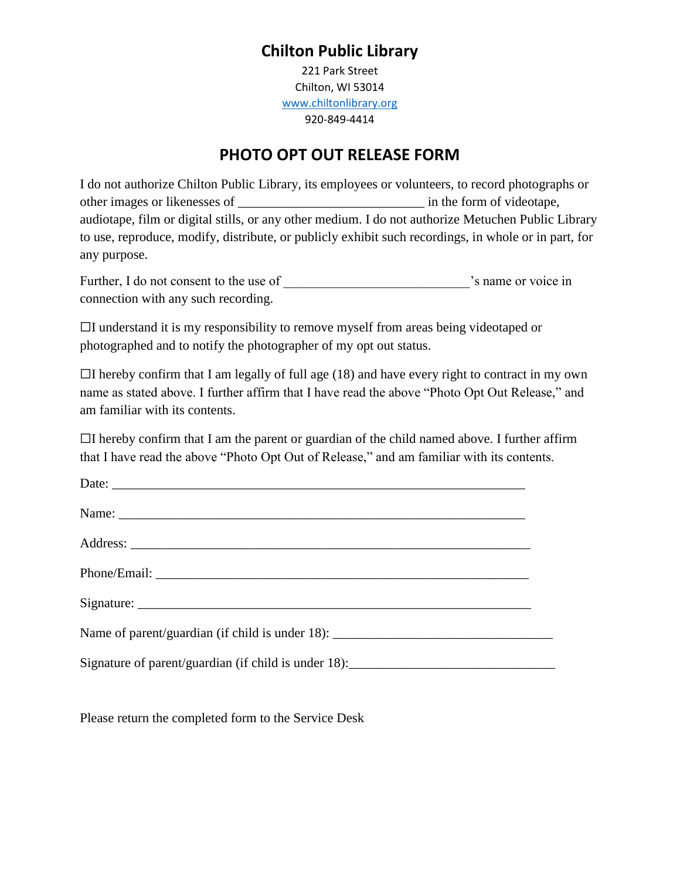# Chilton Public Library

221 Park Street
Chilton, WI 53014
www.chiltonlibrary.org
920-849-4414

## PHOTO OPT OUT RELEASE FORM

I do not authorize Chilton Public Library, its employees or volunteers, to record photographs or other images or likenesses of ___________________________ in the form of videotape, audiotape, film or digital stills, or any other medium. I do not authorize Metuchen Public Library to use, reproduce, modify, distribute, or publicly exhibit such recordings, in whole or in part, for any purpose.

Further, I do not consent to the use of ___________________________'s name or voice in connection with any such recording.

☐I understand it is my responsibility to remove myself from areas being videotaped or photographed and to notify the photographer of my opt out status.

☐I hereby confirm that I am legally of full age (18) and have every right to contract in my own name as stated above. I further affirm that I have read the above "Photo Opt Out Release," and am familiar with its contents.

☐I hereby confirm that I am the parent or guardian of the child named above. I further affirm that I have read the above "Photo Opt Out of Release," and am familiar with its contents.

Date: ____________________________________________________________

Name: ___________________________________________________________

Address: _________________________________________________________

Phone/Email: _____________________________________________________

Signature: ________________________________________________________

Name of parent/guardian (if child is under 18): ______________________________

Signature of parent/guardian (if child is under 18):_____________________________

Please return the completed form to the Service Desk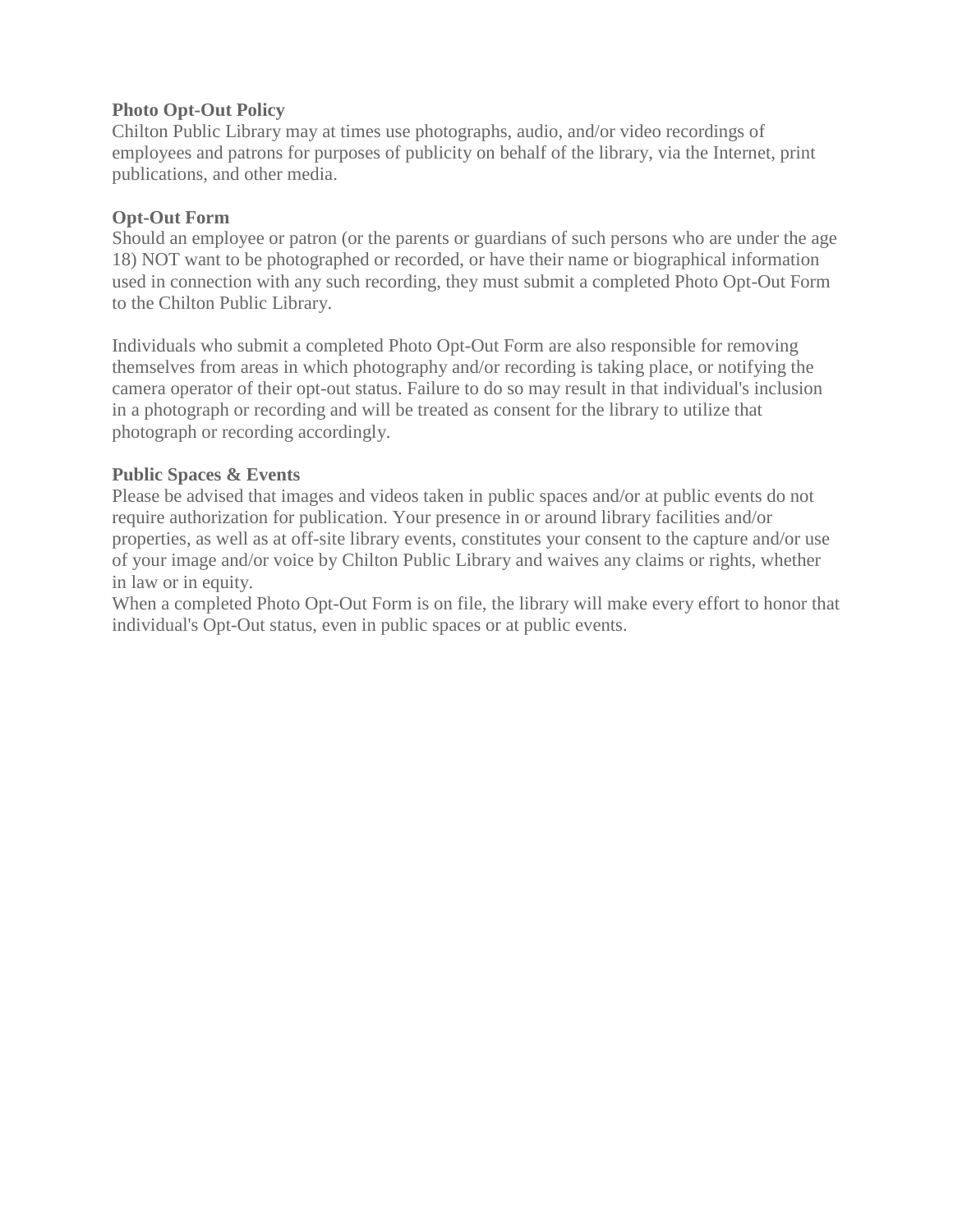**Photo Opt-Out Policy**

Chilton Public Library may at times use photographs, audio, and/or video recordings of employees and patrons for purposes of publicity on behalf of the library, via the Internet, print publications, and other media.

**Opt-Out Form**

Should an employee or patron (or the parents or guardians of such persons who are under the age 18) NOT want to be photographed or recorded, or have their name or biographical information used in connection with any such recording, they must submit a completed Photo Opt-Out Form to the Chilton Public Library.

Individuals who submit a completed Photo Opt-Out Form are also responsible for removing themselves from areas in which photography and/or recording is taking place, or notifying the camera operator of their opt-out status. Failure to do so may result in that individual's inclusion in a photograph or recording and will be treated as consent for the library to utilize that photograph or recording accordingly.

**Public Spaces & Events**

Please be advised that images and videos taken in public spaces and/or at public events do not require authorization for publication. Your presence in or around library facilities and/or properties, as well as at off-site library events, constitutes your consent to the capture and/or use of your image and/or voice by Chilton Public Library and waives any claims or rights, whether in law or in equity.

When a completed Photo Opt-Out Form is on file, the library will make every effort to honor that individual's Opt-Out status, even in public spaces or at public events.